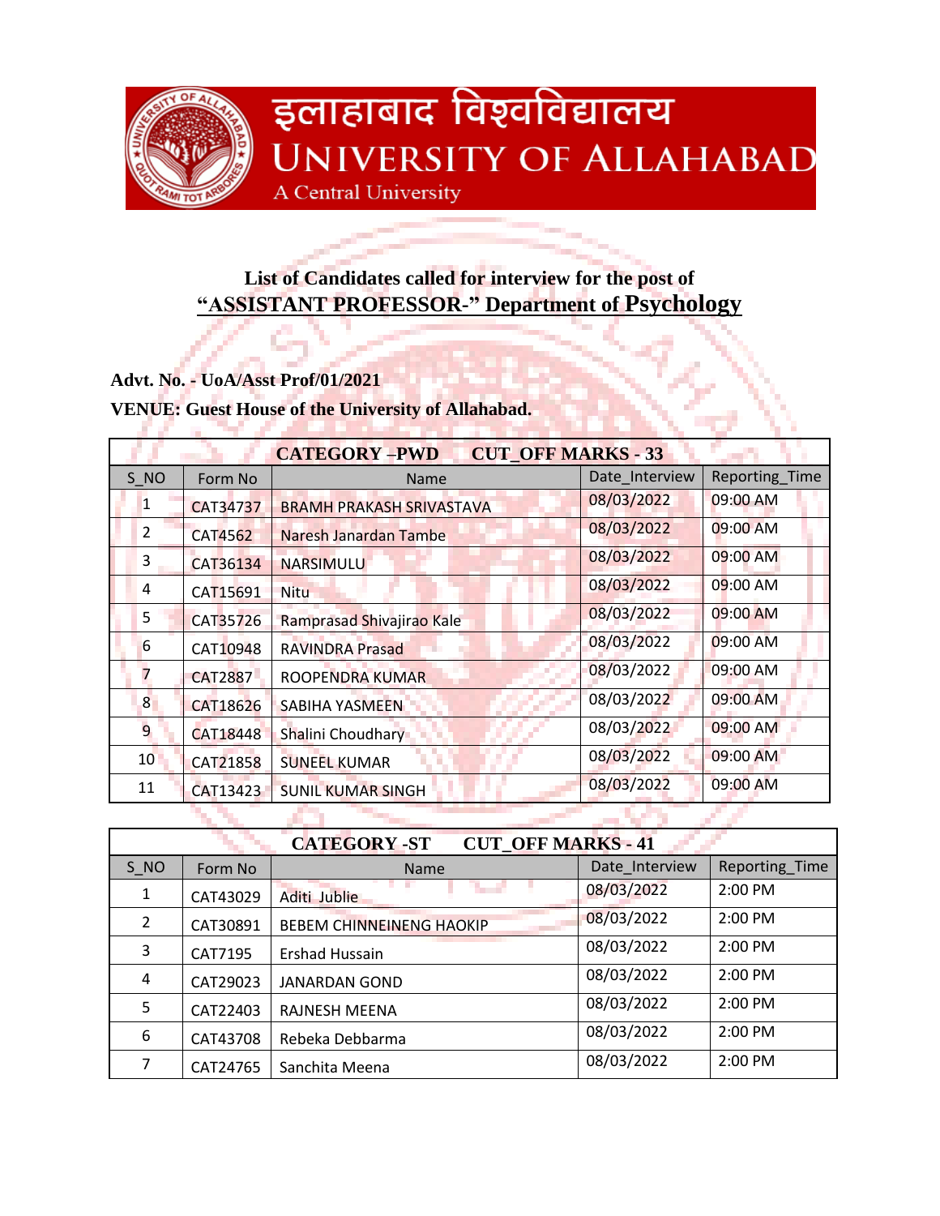# इलाहाबाद विश्वविद्यालय
# UNIVERSITY OF ALLAHABAD
A Central University

**List of Candidates called for interview for the post of**
**"ASSISTANT PROFESSOR-" Department of Psychology**

**Advt. No. - UoA/Asst Prof/01/2021**

**VENUE: Guest House of the University of Allahabad.**

| CATEGORY –PWD CUT_OFF MARKS - 33 | | | | |
|---|---|---|---|---|
| S_NO | Form No | Name | Date_Interview | Reporting_Time |
| 1 | CAT34737 | BRAMH PRAKASH SRIVASTAVA | 08/03/2022 | 09:00 AM |
| 2 | CAT4562 | Naresh Janardan Tambe | 08/03/2022 | 09:00 AM |
| 3 | CAT36134 | NARSIMULU | 08/03/2022 | 09:00 AM |
| 4 | CAT15691 | Nitu | 08/03/2022 | 09:00 AM |
| 5 | CAT35726 | Ramprasad Shivajirao Kale | 08/03/2022 | 09:00 AM |
| 6 | CAT10948 | RAVINDRA Prasad | 08/03/2022 | 09:00 AM |
| 7 | CAT2887 | ROOPENDRA KUMAR | 08/03/2022 | 09:00 AM |
| 8 | CAT18626 | SABIHA YASMEEN | 08/03/2022 | 09:00 AM |
| 9 | CAT18448 | Shalini Choudhary | 08/03/2022 | 09:00 AM |
| 10 | CAT21858 | SUNEEL KUMAR | 08/03/2022 | 09:00 AM |
| 11 | CAT13423 | SUNIL KUMAR SINGH | 08/03/2022 | 09:00 AM |

| CATEGORY -ST CUT_OFF MARKS - 41 | | | | |
|---|---|---|---|---|
| S_NO | Form No | Name | Date_Interview | Reporting_Time |
| 1 | CAT43029 | Aditi Jublie | 08/03/2022 | 2:00 PM |
| 2 | CAT30891 | BEBEM CHINNEINENG HAOKIP | 08/03/2022 | 2:00 PM |
| 3 | CAT7195 | Ershad Hussain | 08/03/2022 | 2:00 PM |
| 4 | CAT29023 | JANARDAN GOND | 08/03/2022 | 2:00 PM |
| 5 | CAT22403 | RAJNESH MEENA | 08/03/2022 | 2:00 PM |
| 6 | CAT43708 | Rebeka Debbarma | 08/03/2022 | 2:00 PM |
| 7 | CAT24765 | Sanchita Meena | 08/03/2022 | 2:00 PM |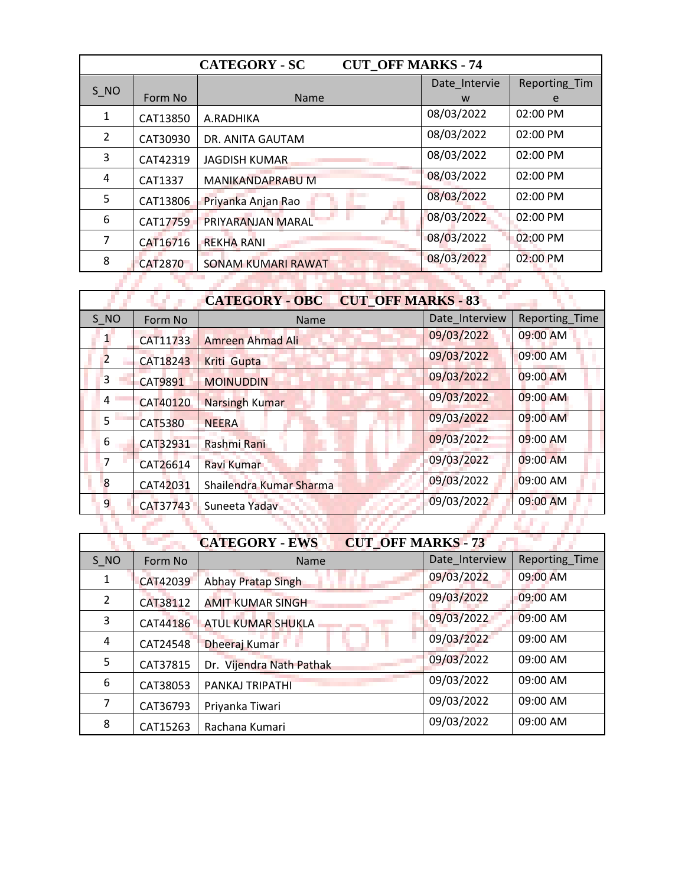| CATEGORY - SC CUT_OFF MARKS - 74 | | | | |
|---|---|---|---|---|
| S_NO | Form No | Name | Date_Interview | Reporting_Time |
| 1 | CAT13850 | A.RADHIKA | 08/03/2022 | 02:00 PM |
| 2 | CAT30930 | DR. ANITA GAUTAM | 08/03/2022 | 02:00 PM |
| 3 | CAT42319 | JAGDISH KUMAR | 08/03/2022 | 02:00 PM |
| 4 | CAT1337 | MANIKANDAPRABU M | 08/03/2022 | 02:00 PM |
| 5 | CAT13806 | Priyanka Anjan Rao | 08/03/2022 | 02:00 PM |
| 6 | CAT17759 | PRIYARANJAN MARAL | 08/03/2022 | 02:00 PM |
| 7 | CAT16716 | REKHA RANI | 08/03/2022 | 02:00 PM |
| 8 | CAT2870 | SONAM KUMARI RAWAT | 08/03/2022 | 02:00 PM |

| CATEGORY - OBC CUT_OFF MARKS - 83 | | | | |
|---|---|---|---|---|
| S_NO | Form No | Name | Date_Interview | Reporting_Time |
| 1 | CAT11733 | Amreen Ahmad Ali | 09/03/2022 | 09:00 AM |
| 2 | CAT18243 | Kriti Gupta | 09/03/2022 | 09:00 AM |
| 3 | CAT9891 | MOINUDDIN | 09/03/2022 | 09:00 AM |
| 4 | CAT40120 | Narsingh Kumar | 09/03/2022 | 09:00 AM |
| 5 | CAT5380 | NEERA | 09/03/2022 | 09:00 AM |
| 6 | CAT32931 | Rashmi Rani | 09/03/2022 | 09:00 AM |
| 7 | CAT26614 | Ravi Kumar | 09/03/2022 | 09:00 AM |
| 8 | CAT42031 | Shailendra Kumar Sharma | 09/03/2022 | 09:00 AM |
| 9 | CAT37743 | Suneeta Yadav | 09/03/2022 | 09:00 AM |

| CATEGORY - EWS CUT_OFF MARKS - 73 | | | | |
|---|---|---|---|---|
| S_NO | Form No | Name | Date_Interview | Reporting_Time |
| 1 | CAT42039 | Abhay Pratap Singh | 09/03/2022 | 09:00 AM |
| 2 | CAT38112 | AMIT KUMAR SINGH | 09/03/2022 | 09:00 AM |
| 3 | CAT44186 | ATUL KUMAR SHUKLA | 09/03/2022 | 09:00 AM |
| 4 | CAT24548 | Dheeraj Kumar | 09/03/2022 | 09:00 AM |
| 5 | CAT37815 | Dr. Vijendra Nath Pathak | 09/03/2022 | 09:00 AM |
| 6 | CAT38053 | PANKAJ TRIPATHI | 09/03/2022 | 09:00 AM |
| 7 | CAT36793 | Priyanka Tiwari | 09/03/2022 | 09:00 AM |
| 8 | CAT15263 | Rachana Kumari | 09/03/2022 | 09:00 AM |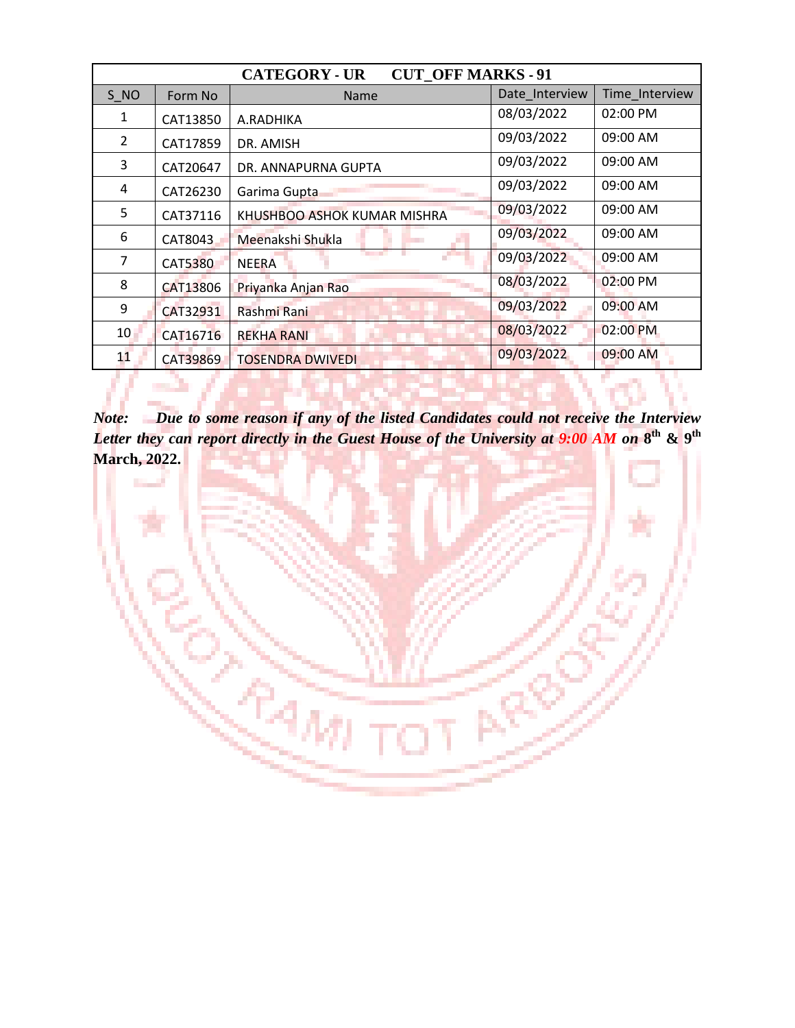| CATEGORY - UR CUT_OFF MARKS - 91 | | | | |
|---|---|---|---|---|
| S_NO | Form No | Name | Date_Interview | Time_Interview |
| 1 | CAT13850 | A.RADHIKA | 08/03/2022 | 02:00 PM |
| 2 | CAT17859 | DR. AMISH | 09/03/2022 | 09:00 AM |
| 3 | CAT20647 | DR. ANNAPURNA GUPTA | 09/03/2022 | 09:00 AM |
| 4 | CAT26230 | Garima Gupta | 09/03/2022 | 09:00 AM |
| 5 | CAT37116 | KHUSHBOO ASHOK KUMAR MISHRA | 09/03/2022 | 09:00 AM |
| 6 | CAT8043 | Meenakshi Shukla | 09/03/2022 | 09:00 AM |
| 7 | CAT5380 | NEERA | 09/03/2022 | 09:00 AM |
| 8 | CAT13806 | Priyanka Anjan Rao | 08/03/2022 | 02:00 PM |
| 9 | CAT32931 | Rashmi Rani | 09/03/2022 | 09:00 AM |
| 10 | CAT16716 | REKHA RANI | 08/03/2022 | 02:00 PM |
| 11 | CAT39869 | TOSENDRA DWIVEDI | 09/03/2022 | 09:00 AM |

***Note: Due to some reason if any of the listed Candidates could not receive the Interview Letter they can report directly in the Guest House of the University at 9:00 AM on 8th & 9th March, 2022.***